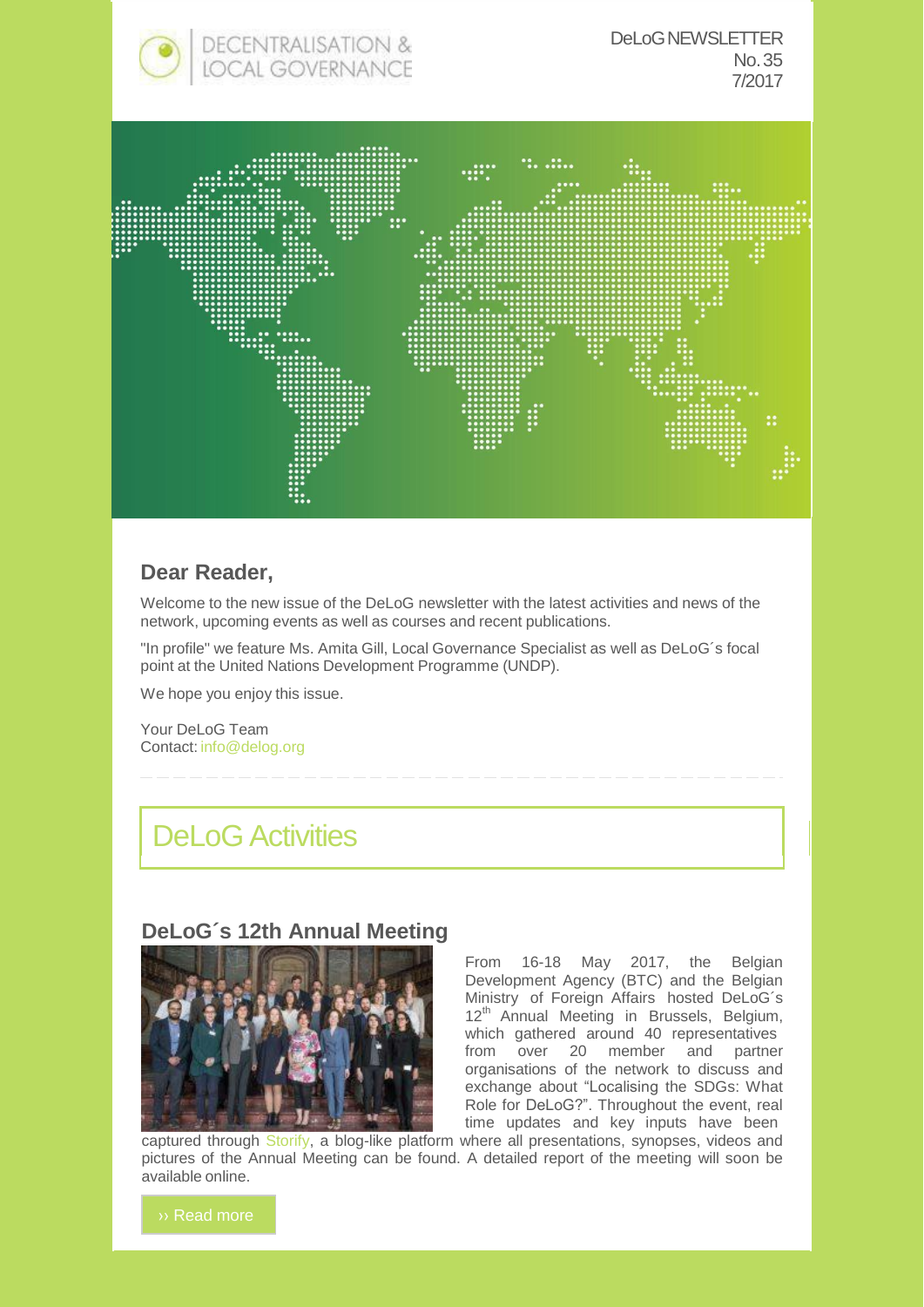DECENTRALISATION & LOCAL GOVERNANCE

DeLoG NEWSLETTER
No. 35
7/2017

## Dear Reader,

Welcome to the new issue of the DeLoG newsletter with the latest activities and news of the network, upcoming events as well as courses and recent publications.

"In profile" we feature Ms. Amita Gill, Local Governance Specialist as well as DeLoG´s focal point at the United Nations Development Programme (UNDP).

We hope you enjoy this issue.

Your DeLoG Team
Contact: info@delog.org

# DeLoG Activities

### DeLoG´s 12th Annual Meeting

From 16-18 May 2017, the Belgian Development Agency (BTC) and the Belgian Ministry of Foreign Affairs hosted DeLoG´s 12th Annual Meeting in Brussels, Belgium, which gathered around 40 representatives from over 20 member and partner organisations of the network to discuss and exchange about "Localising the SDGs: What Role for DeLoG?". Throughout the event, real time updates and key inputs have been captured through Storify, a blog-like platform where all presentations, synopses, videos and pictures of the Annual Meeting can be found. A detailed report of the meeting will soon be available online.

›› Read more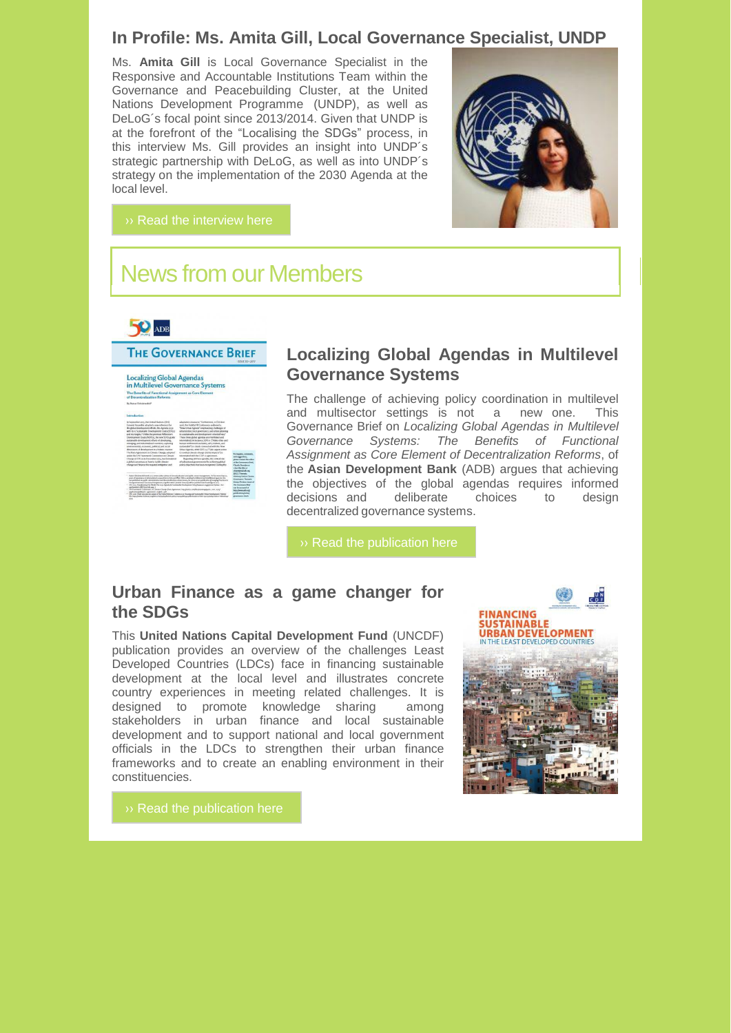## In Profile: Ms. Amita Gill, Local Governance Specialist, UNDP

Ms. **Amita Gill** is Local Governance Specialist in the Responsive and Accountable Institutions Team within the Governance and Peacebuilding Cluster, at the United Nations Development Programme (UNDP), as well as DeLoG´s focal point since 2013/2014. Given that UNDP is at the forefront of the "Localising the SDGs" process, in this interview Ms. Gill provides an insight into UNDP´s strategic partnership with DeLoG, as well as into UNDP´s strategy on the implementation of the 2030 Agenda at the local level.

›› Read the interview here

# News from our Members

## Localizing Global Agendas in Multilevel Governance Systems

The challenge of achieving policy coordination in multilevel and multisector settings is not a new one. This Governance Brief on *Localizing Global Agendas in Multilevel Governance Systems: The Benefits of Functional Assignment as Core Element of Decentralization Reforms*, of the **Asian Development Bank** (ADB) argues that achieving the objectives of the global agendas requires informed decisions and deliberate choices to design decentralized governance systems.

›› Read the publication here

## Urban Finance as a game changer for the SDGs

This **United Nations Capital Development Fund** (UNCDF) publication provides an overview of the challenges Least Developed Countries (LDCs) face in financing sustainable development at the local level and illustrates concrete country experiences in meeting related challenges. It is designed to promote knowledge sharing among stakeholders in urban finance and local sustainable development and to support national and local government officials in the LDCs to strengthen their urban finance frameworks and to create an enabling environment in their constituencies.

›› Read the publication here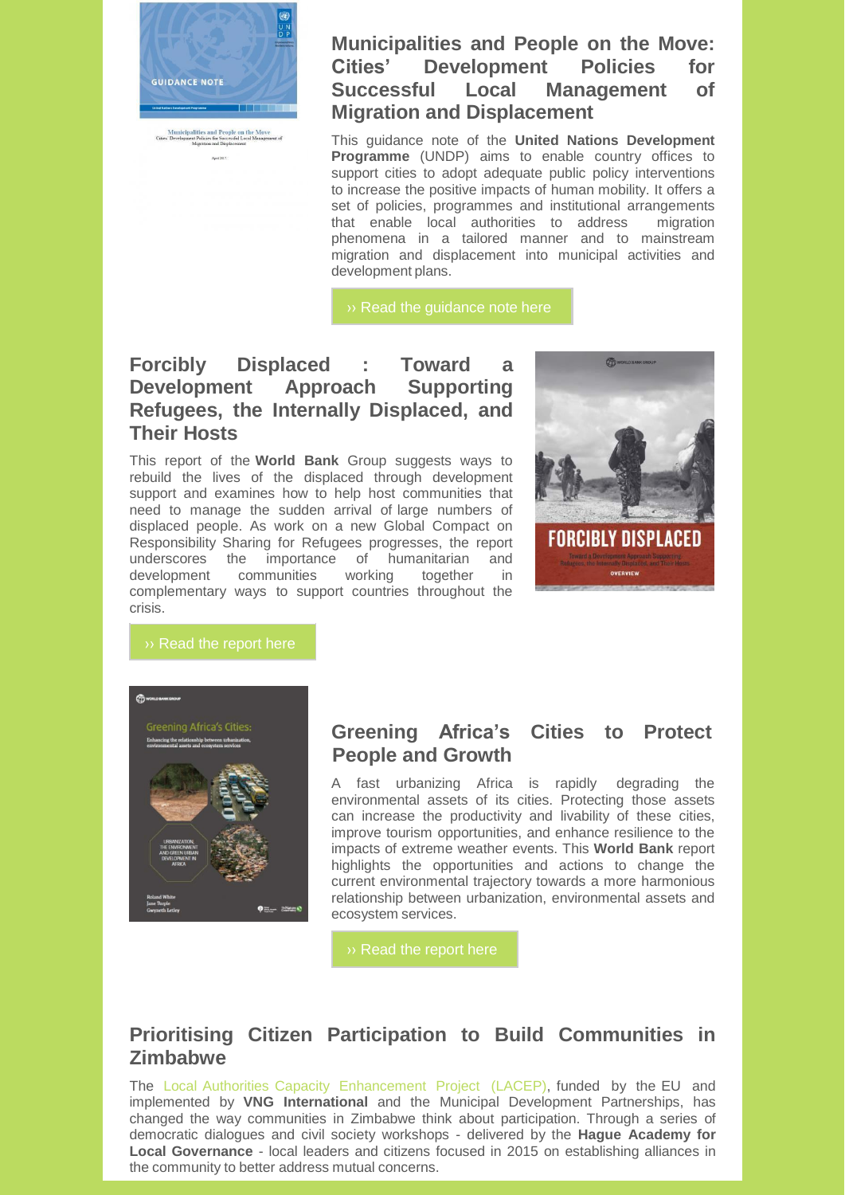## Municipalities and People on the Move: Cities' Development Policies for Successful Local Management of Migration and Displacement

This guidance note of the **United Nations Development Programme** (UNDP) aims to enable country offices to support cities to adopt adequate public policy interventions to increase the positive impacts of human mobility. It offers a set of policies, programmes and institutional arrangements that enable local authorities to address migration phenomena in a tailored manner and to mainstream migration and displacement into municipal activities and development plans.

›› Read the guidance note here

## Forcibly Displaced : Toward a Development Approach Supporting Refugees, the Internally Displaced, and Their Hosts

This report of the **World Bank** Group suggests ways to rebuild the lives of the displaced through development support and examines how to help host communities that need to manage the sudden arrival of large numbers of displaced people. As work on a new Global Compact on Responsibility Sharing for Refugees progresses, the report underscores the importance of humanitarian and development communities working together in complementary ways to support countries throughout the crisis.

›› Read the report here

## Greening Africa's Cities to Protect People and Growth

A fast urbanizing Africa is rapidly degrading the environmental assets of its cities. Protecting those assets can increase the productivity and livability of these cities, improve tourism opportunities, and enhance resilience to the impacts of extreme weather events. This **World Bank** report highlights the opportunities and actions to change the current environmental trajectory towards a more harmonious relationship between urbanization, environmental assets and ecosystem services.

›› Read the report here

## Prioritising Citizen Participation to Build Communities in Zimbabwe

The Local Authorities Capacity Enhancement Project (LACEP), funded by the EU and implemented by **VNG International** and the Municipal Development Partnerships, has changed the way communities in Zimbabwe think about participation. Through a series of democratic dialogues and civil society workshops - delivered by the **Hague Academy for Local Governance** - local leaders and citizens focused in 2015 on establishing alliances in the community to better address mutual concerns.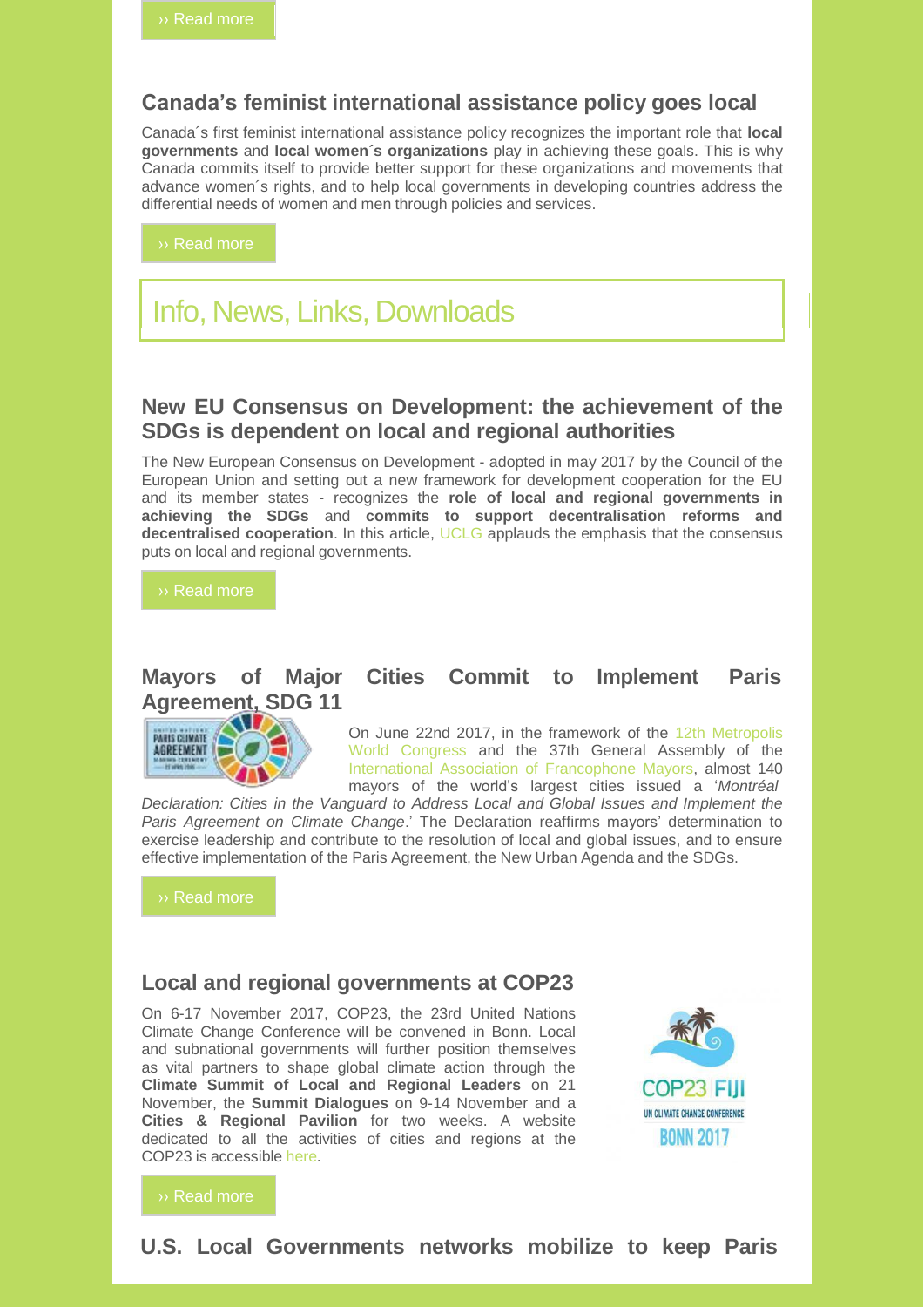›› Read more

## Canada's feminist international assistance policy goes local

Canada´s first feminist international assistance policy recognizes the important role that **local governments** and **local women´s organizations** play in achieving these goals. This is why Canada commits itself to provide better support for these organizations and movements that advance women´s rights, and to help local governments in developing countries address the differential needs of women and men through policies and services.

›› Read more

# Info, News, Links, Downloads

## New EU Consensus on Development: the achievement of the SDGs is dependent on local and regional authorities

The New European Consensus on Development - adopted in may 2017 by the Council of the European Union and setting out a new framework for development cooperation for the EU and its member states - recognizes the **role of local and regional governments in achieving the SDGs** and **commits to support decentralisation reforms and decentralised cooperation**. In this article, UCLG applauds the emphasis that the consensus puts on local and regional governments.

›› Read more

## Mayors of Major Cities Commit to Implement Paris Agreement, SDG 11

On June 22nd 2017, in the framework of the 12th Metropolis World Congress and the 37th General Assembly of the International Association of Francophone Mayors, almost 140 mayors of the world's largest cities issued a '*Montréal Declaration: Cities in the Vanguard to Address Local and Global Issues and Implement the Paris Agreement on Climate Change*.' The Declaration reaffirms mayors' determination to exercise leadership and contribute to the resolution of local and global issues, and to ensure effective implementation of the Paris Agreement, the New Urban Agenda and the SDGs.

›› Read more

## Local and regional governments at COP23

On 6-17 November 2017, COP23, the 23rd United Nations Climate Change Conference will be convened in Bonn. Local and subnational governments will further position themselves as vital partners to shape global climate action through the **Climate Summit of Local and Regional Leaders** on 21 November, the **Summit Dialogues** on 9-14 November and a **Cities & Regional Pavilion** for two weeks. A website dedicated to all the activities of cities and regions at the COP23 is accessible here.

›› Read more

## U.S. Local Governments networks mobilize to keep Paris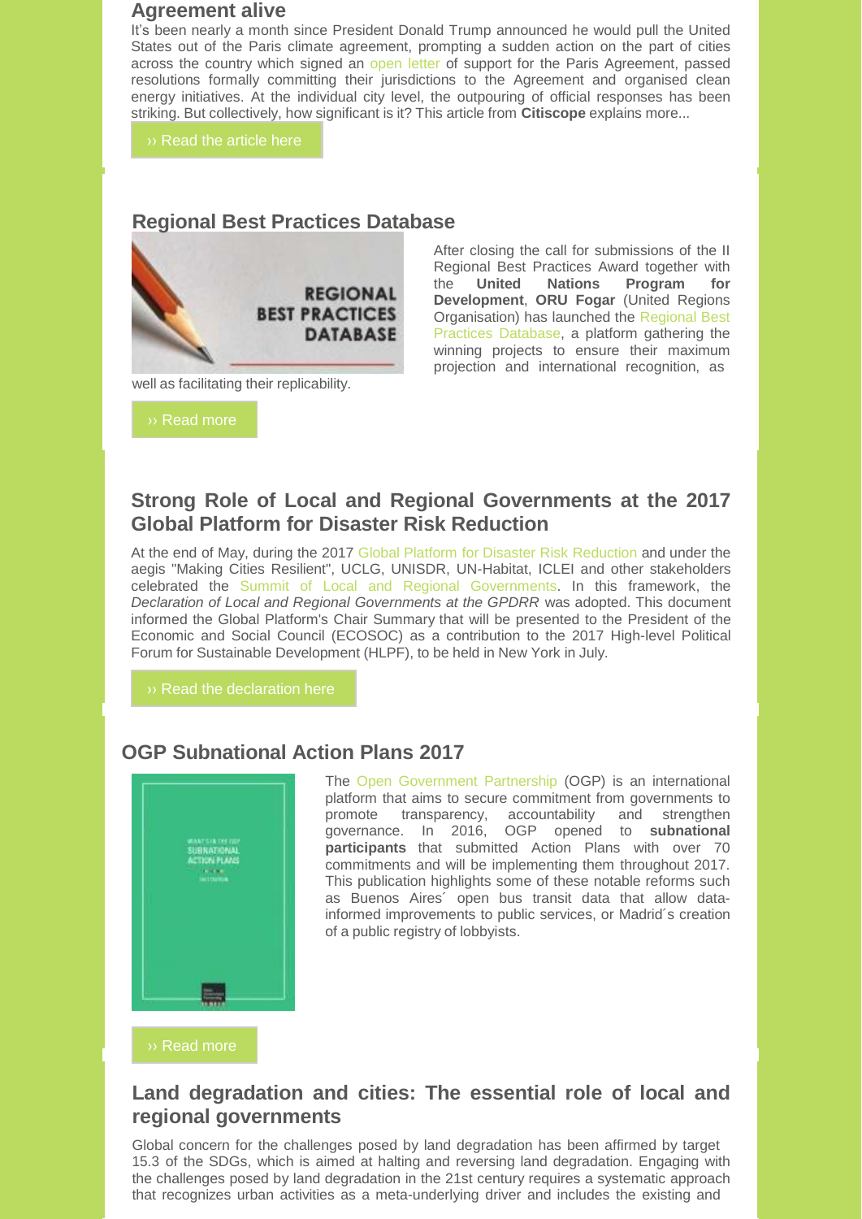## Agreement alive

It's been nearly a month since President Donald Trump announced he would pull the United States out of the Paris climate agreement, prompting a sudden action on the part of cities across the country which signed an open letter of support for the Paris Agreement, passed resolutions formally committing their jurisdictions to the Agreement and organised clean energy initiatives. At the individual city level, the outpouring of official responses has been striking. But collectively, how significant is it? This article from **Citiscope** explains more...

›› Read the article here

## Regional Best Practices Database

After closing the call for submissions of the II Regional Best Practices Award together with the **United Nations Program for Development**, **ORU Fogar** (United Regions Organisation) has launched the Regional Best Practices Database, a platform gathering the winning projects to ensure their maximum projection and international recognition, as well as facilitating their replicability.

›› Read more

## Strong Role of Local and Regional Governments at the 2017 Global Platform for Disaster Risk Reduction

At the end of May, during the 2017 Global Platform for Disaster Risk Reduction and under the aegis "Making Cities Resilient", UCLG, UNISDR, UN-Habitat, ICLEI and other stakeholders celebrated the Summit of Local and Regional Governments. In this framework, the *Declaration of Local and Regional Governments at the GPDRR* was adopted. This document informed the Global Platform's Chair Summary that will be presented to the President of the Economic and Social Council (ECOSOC) as a contribution to the 2017 High-level Political Forum for Sustainable Development (HLPF), to be held in New York in July.

›› Read the declaration here

## OGP Subnational Action Plans 2017

The Open Government Partnership (OGP) is an international platform that aims to secure commitment from governments to promote transparency, accountability and strengthen governance. In 2016, OGP opened to **subnational participants** that submitted Action Plans with over 70 commitments and will be implementing them throughout 2017. This publication highlights some of these notable reforms such as Buenos Aires´ open bus transit data that allow data-informed improvements to public services, or Madrid´s creation of a public registry of lobbyists.

›› Read more

## Land degradation and cities: The essential role of local and regional governments

Global concern for the challenges posed by land degradation has been affirmed by target 15.3 of the SDGs, which is aimed at halting and reversing land degradation. Engaging with the challenges posed by land degradation in the 21st century requires a systematic approach that recognizes urban activities as a meta-underlying driver and includes the existing and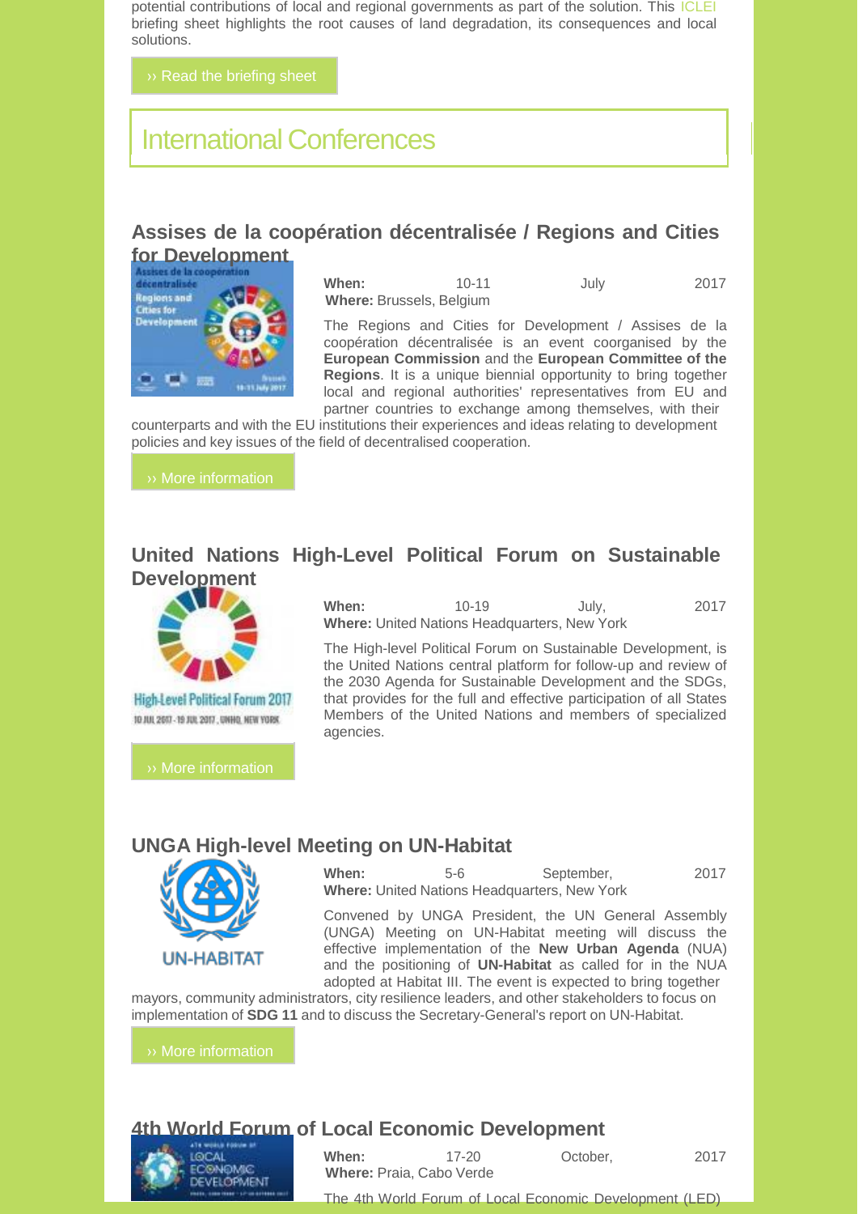potential contributions of local and regional governments as part of the solution. This ICLEI briefing sheet highlights the root causes of land degradation, its consequences and local solutions.

›› Read the briefing sheet

## International Conferences

### Assises de la coopération décentralisée / Regions and Cities for Development

**When:** 10-11 July 2017
**Where:** Brussels, Belgium

The Regions and Cities for Development / Assises de la coopération décentralisée is an event coorganised by the **European Commission** and the **European Committee of the Regions**. It is a unique biennial opportunity to bring together local and regional authorities' representatives from EU and partner countries to exchange among themselves, with their counterparts and with the EU institutions their experiences and ideas relating to development policies and key issues of the field of decentralised cooperation.

›› More information

### United Nations High-Level Political Forum on Sustainable Development

**When:** 10-19 July, 2017
**Where:** United Nations Headquarters, New York

The High-level Political Forum on Sustainable Development, is the United Nations central platform for follow-up and review of the 2030 Agenda for Sustainable Development and the SDGs, that provides for the full and effective participation of all States Members of the United Nations and members of specialized agencies.

›› More information

### UNGA High-level Meeting on UN-Habitat

**When:** 5-6 September, 2017
**Where:** United Nations Headquarters, New York

Convened by UNGA President, the UN General Assembly (UNGA) Meeting on UN-Habitat meeting will discuss the effective implementation of the **New Urban Agenda** (NUA) and the positioning of **UN-Habitat** as called for in the NUA adopted at Habitat III. The event is expected to bring together mayors, community administrators, city resilience leaders, and other stakeholders to focus on implementation of **SDG 11** and to discuss the Secretary-General's report on UN-Habitat.

›› More information

### 4th World Forum of Local Economic Development

**When:** 17-20 October, 2017
**Where:** Praia, Cabo Verde

The 4th World Forum of Local Economic Development (LED)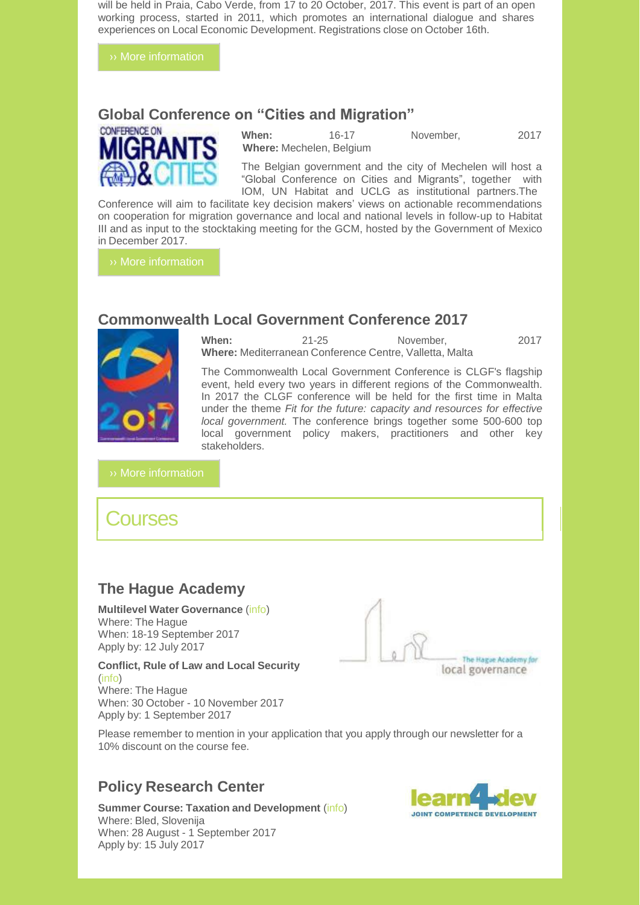will be held in Praia, Cabo Verde, from 17 to 20 October, 2017. This event is part of an open working process, started in 2011, which promotes an international dialogue and shares experiences on Local Economic Development. Registrations close on October 16th.

›› More information

## Global Conference on "Cities and Migration"

**When:** 16-17 November, 2017
**Where:** Mechelen, Belgium

The Belgian government and the city of Mechelen will host a "Global Conference on Cities and Migrants", together with IOM, UN Habitat and UCLG as institutional partners.The Conference will aim to facilitate key decision makers' views on actionable recommendations on cooperation for migration governance and local and national levels in follow-up to Habitat III and as input to the stocktaking meeting for the GCM, hosted by the Government of Mexico in December 2017.

›› More information

## Commonwealth Local Government Conference 2017

**When:** 21-25 November, 2017
**Where:** Mediterranean Conference Centre, Valletta, Malta

The Commonwealth Local Government Conference is CLGF's flagship event, held every two years in different regions of the Commonwealth. In 2017 the CLGF conference will be held for the first time in Malta under the theme *Fit for the future: capacity and resources for effective local government.* The conference brings together some 500-600 top local government policy makers, practitioners and other key stakeholders.

›› More information

# Courses

## The Hague Academy

**Multilevel Water Governance** (info)
Where: The Hague
When: 18-19 September 2017
Apply by: 12 July 2017

**Conflict, Rule of Law and Local Security** (info)
Where: The Hague
When: 30 October - 10 November 2017
Apply by: 1 September 2017

Please remember to mention in your application that you apply through our newsletter for a 10% discount on the course fee.

## Policy Research Center

**Summer Course: Taxation and Development** (info)
Where: Bled, Slovenija
When: 28 August - 1 September 2017
Apply by: 15 July 2017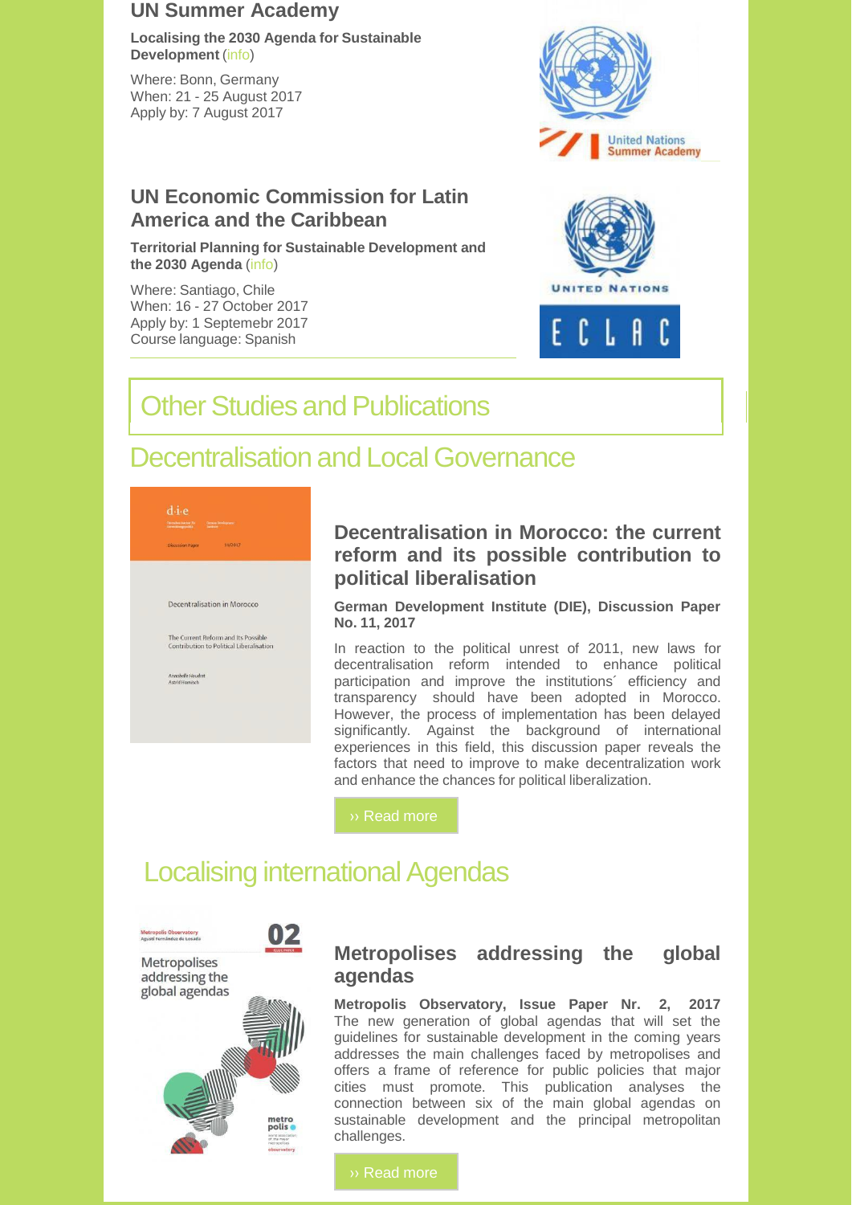## UN Summer Academy

**Localising the 2030 Agenda for Sustainable Development** (info)

Where: Bonn, Germany
When: 21 - 25 August 2017
Apply by: 7 August 2017

## UN Economic Commission for Latin America and the Caribbean

**Territorial Planning for Sustainable Development and the 2030 Agenda** (info)

Where: Santiago, Chile
When: 16 - 27 October 2017
Apply by: 1 Septemebr 2017
Course language: Spanish

# Other Studies and Publications

## Decentralisation and Local Governance

### Decentralisation in Morocco: the current reform and its possible contribution to political liberalisation

**German Development Institute (DIE), Discussion Paper No. 11, 2017**

In reaction to the political unrest of 2011, new laws for decentralisation reform intended to enhance political participation and improve the institutions´ efficiency and transparency should have been adopted in Morocco. However, the process of implementation has been delayed significantly. Against the background of international experiences in this field, this discussion paper reveals the factors that need to improve to make decentralization work and enhance the chances for political liberalization.

›› Read more

## Localising international Agendas

### Metropolises addressing the global agendas

**Metropolis Observatory, Issue Paper Nr. 2, 2017**

The new generation of global agendas that will set the guidelines for sustainable development in the coming years addresses the main challenges faced by metropolises and offers a frame of reference for public policies that major cities must promote. This publication analyses the connection between six of the main global agendas on sustainable development and the principal metropolitan challenges.

›› Read more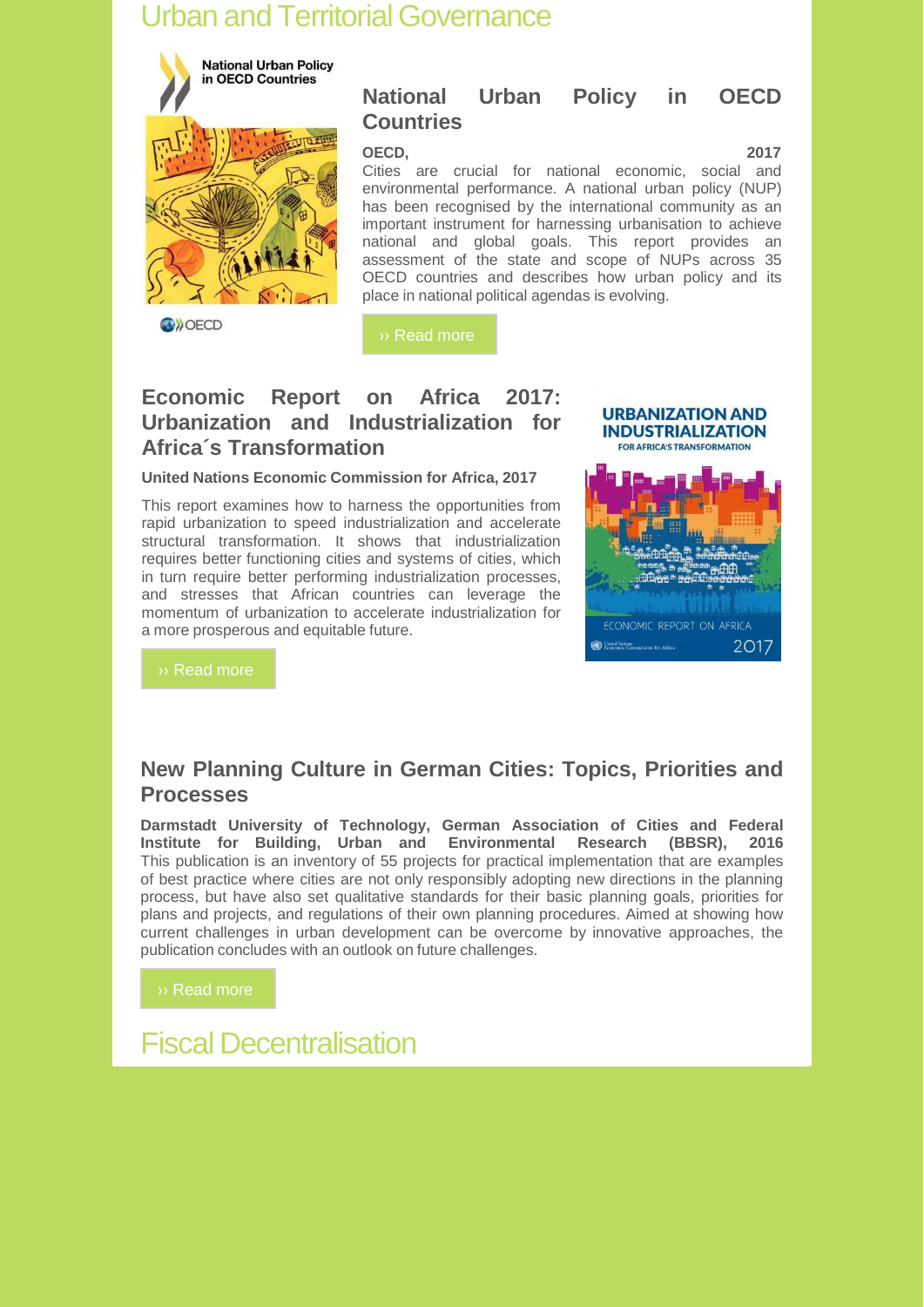# Urban and Territorial Governance

## National Urban Policy in OECD Countries

**OECD, 2017**

Cities are crucial for national economic, social and environmental performance. A national urban policy (NUP) has been recognised by the international community as an important instrument for harnessing urbanisation to achieve national and global goals. This report provides an assessment of the state and scope of NUPs across 35 OECD countries and describes how urban policy and its place in national political agendas is evolving.

›› Read more

## Economic Report on Africa 2017: Urbanization and Industrialization for Africa´s Transformation

**United Nations Economic Commission for Africa, 2017**

This report examines how to harness the opportunities from rapid urbanization to speed industrialization and accelerate structural transformation. It shows that industrialization requires better functioning cities and systems of cities, which in turn require better performing industrialization processes, and stresses that African countries can leverage the momentum of urbanization to accelerate industrialization for a more prosperous and equitable future.

›› Read more

## New Planning Culture in German Cities: Topics, Priorities and Processes

**Darmstadt University of Technology, German Association of Cities and Federal Institute for Building, Urban and Environmental Research (BBSR), 2016**

This publication is an inventory of 55 projects for practical implementation that are examples of best practice where cities are not only responsibly adopting new directions in the planning process, but have also set qualitative standards for their basic planning goals, priorities for plans and projects, and regulations of their own planning procedures. Aimed at showing how current challenges in urban development can be overcome by innovative approaches, the publication concludes with an outlook on future challenges.

›› Read more

# Fiscal Decentralisation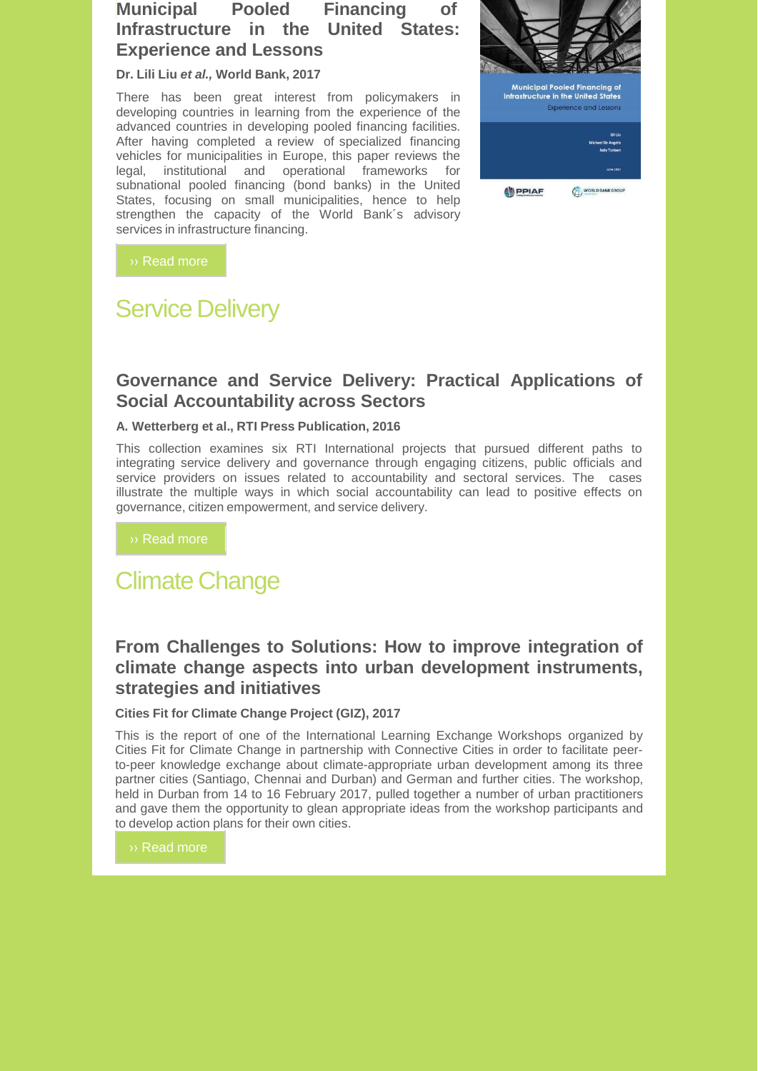### Municipal Pooled Financing of Infrastructure in the United States: Experience and Lessons

**Dr. Lili Liu *et al.*, World Bank, 2017**

There has been great interest from policymakers in developing countries in learning from the experience of the advanced countries in developing pooled financing facilities. After having completed a review of specialized financing vehicles for municipalities in Europe, this paper reviews the legal, institutional and operational frameworks for subnational pooled financing (bond banks) in the United States, focusing on small municipalities, hence to help strengthen the capacity of the World Bank´s advisory services in infrastructure financing.

›› Read more

## Service Delivery

### Governance and Service Delivery: Practical Applications of Social Accountability across Sectors

**A. Wetterberg et al., RTI Press Publication, 2016**

This collection examines six RTI International projects that pursued different paths to integrating service delivery and governance through engaging citizens, public officials and service providers on issues related to accountability and sectoral services. The cases illustrate the multiple ways in which social accountability can lead to positive effects on governance, citizen empowerment, and service delivery.

›› Read more

## Climate Change

### From Challenges to Solutions: How to improve integration of climate change aspects into urban development instruments, strategies and initiatives

**Cities Fit for Climate Change Project (GIZ), 2017**

This is the report of one of the International Learning Exchange Workshops organized by Cities Fit for Climate Change in partnership with Connective Cities in order to facilitate peer-to-peer knowledge exchange about climate-appropriate urban development among its three partner cities (Santiago, Chennai and Durban) and German and further cities. The workshop, held in Durban from 14 to 16 February 2017, pulled together a number of urban practitioners and gave them the opportunity to glean appropriate ideas from the workshop participants and to develop action plans for their own cities.

›› Read more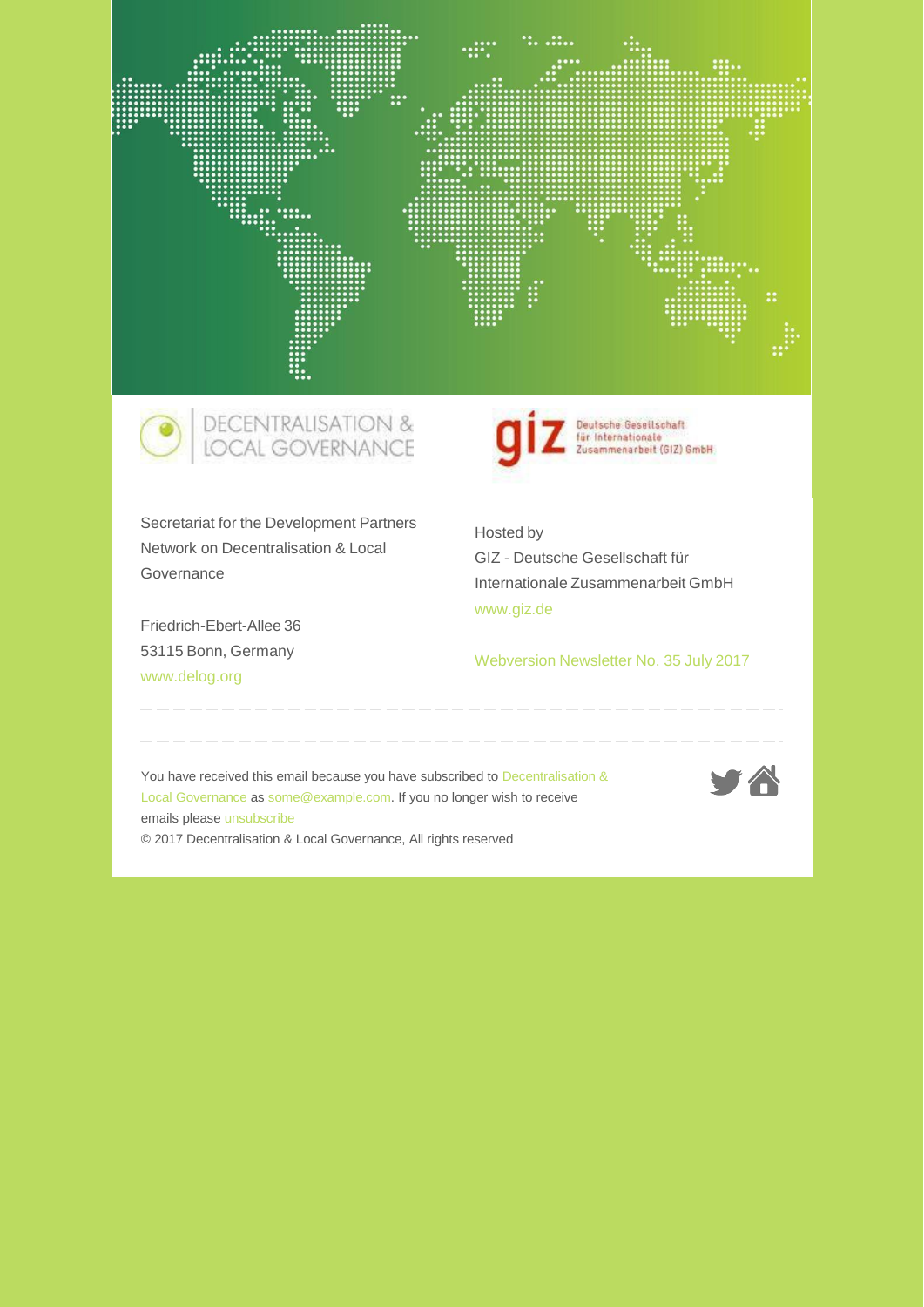DECENTRALISATION & LOCAL GOVERNANCE

giz Deutsche Gesellschaft für Internationale Zusammenarbeit (GIZ) GmbH

Secretariat for the Development Partners Network on Decentralisation & Local Governance

Friedrich-Ebert-Allee 36
53115 Bonn, Germany
www.delog.org

Hosted by
GIZ - Deutsche Gesellschaft für Internationale Zusammenarbeit GmbH
www.giz.de

Webversion Newsletter No. 35 July 2017

---

You have received this email because you have subscribed to Decentralisation & Local Governance as some@example.com. If you no longer wish to receive emails please unsubscribe

© 2017 Decentralisation & Local Governance, All rights reserved